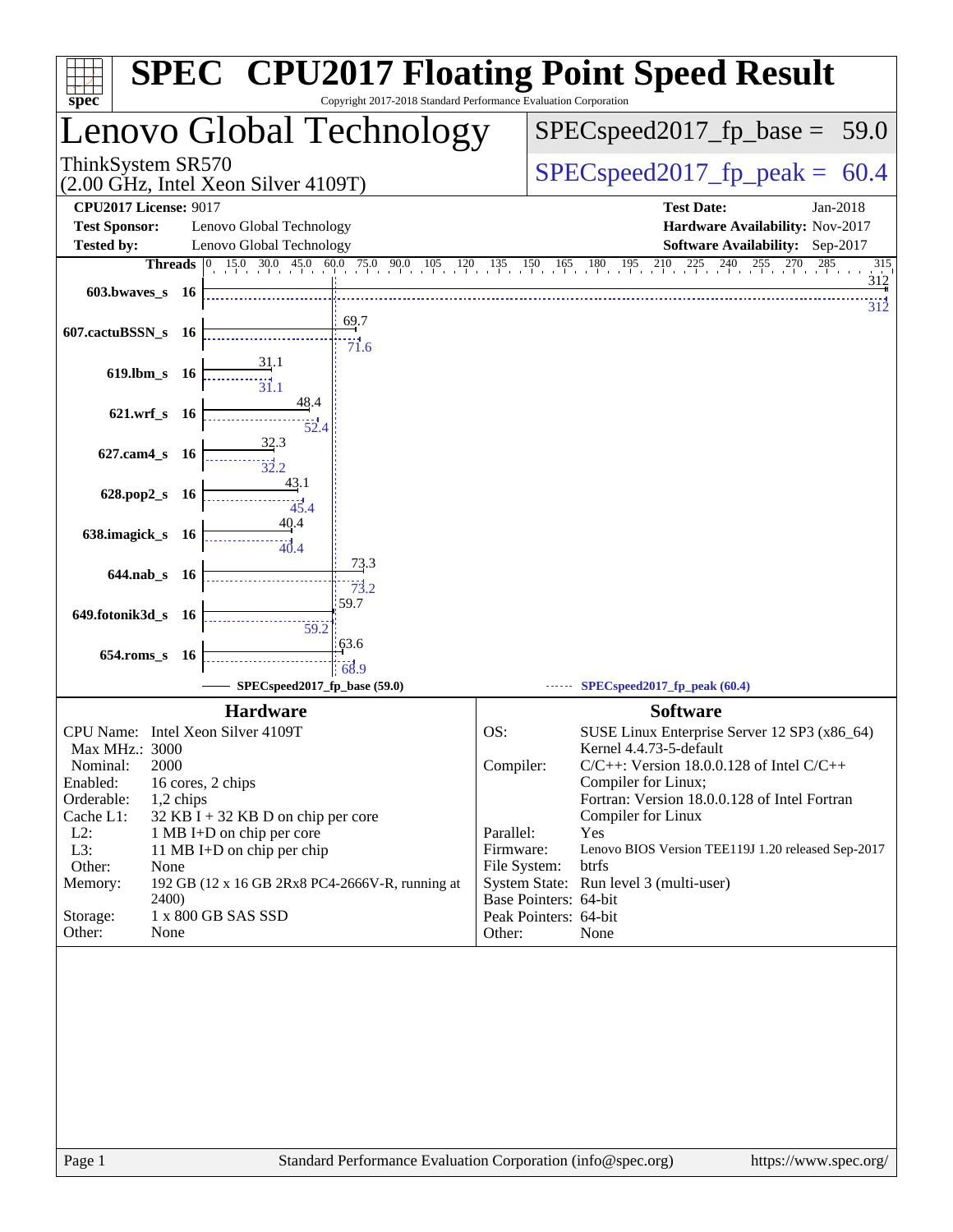# SPEC CPU2017 Floating Point Speed Result

Copyright 2017-2018 Standard Performance Evaluation Corporation

## Lenovo Global Technology

ThinkSystem SR570
(2.00 GHz, Intel Xeon Silver 4109T)

SPECspeed2017_fp_base = 59.0

SPECspeed2017_fp_peak = 60.4

| | | | |
|---|---|---|---|
| **CPU2017 License:** | 9017 | **Test Date:** | Jan-2018 |
| **Test Sponsor:** | Lenovo Global Technology | **Hardware Availability:** | Nov-2017 |
| **Tested by:** | Lenovo Global Technology | **Software Availability:** | Sep-2017 |

| Benchmark | Threads | Base | Peak |
|---|---|---|---|
| 603.bwaves_s | 16 | 312 | 312 |
| 607.cactuBSSN_s | 16 | 69.7 | 71.6 |
| 619.lbm_s | 16 | 31.1 | 31.1 |
| 621.wrf_s | 16 | 48.4 | 52.4 |
| 627.cam4_s | 16 | 32.3 | 32.2 |
| 628.pop2_s | 16 | 43.1 | 45.4 |
| 638.imagick_s | 16 | 40.4 | 40.4 |
| 644.nab_s | 16 | 73.3 | 73.2 |
| 649.fotonik3d_s | 16 | 59.7 | 59.2 |
| 654.roms_s | 16 | 63.6 | 68.9 |

SPECspeed2017_fp_base (59.0) — SPECspeed2017_fp_peak (60.4)

### Hardware

| | |
|---|---|
| CPU Name: | Intel Xeon Silver 4109T |
| Max MHz.: | 3000 |
| Nominal: | 2000 |
| Enabled: | 16 cores, 2 chips |
| Orderable: | 1,2 chips |
| Cache L1: | 32 KB I + 32 KB D on chip per core |
| L2: | 1 MB I+D on chip per core |
| L3: | 11 MB I+D on chip per chip |
| Other: | None |
| Memory: | 192 GB (12 x 16 GB 2Rx8 PC4-2666V-R, running at 2400) |
| Storage: | 1 x 800 GB SAS SSD |
| Other: | None |

### Software

| | |
|---|---|
| OS: | SUSE Linux Enterprise Server 12 SP3 (x86_64) Kernel 4.4.73-5-default |
| Compiler: | C/C++: Version 18.0.0.128 of Intel C/C++ Compiler for Linux; Fortran: Version 18.0.0.128 of Intel Fortran Compiler for Linux |
| Parallel: | Yes |
| Firmware: | Lenovo BIOS Version TEE119J 1.20 released Sep-2017 |
| File System: | btrfs |
| System State: | Run level 3 (multi-user) |
| Base Pointers: | 64-bit |
| Peak Pointers: | 64-bit |
| Other: | None |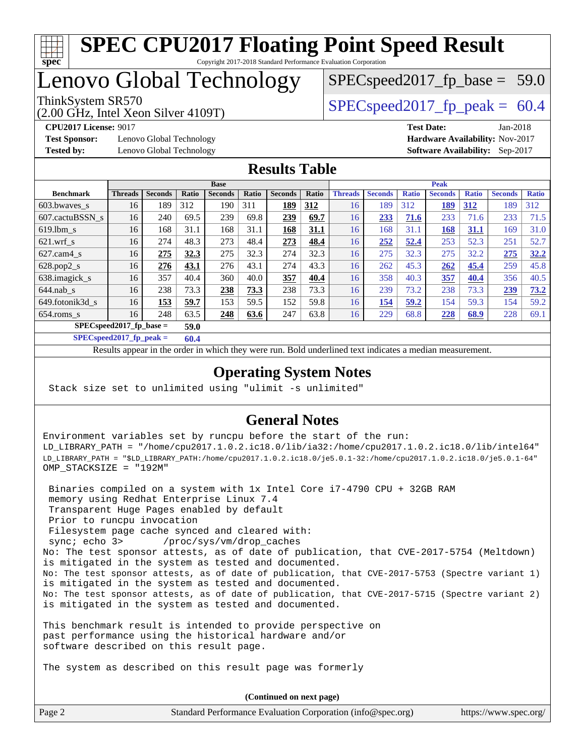# SPEC CPU2017 Floating Point Speed Result

Copyright 2017-2018 Standard Performance Evaluation Corporation

# Lenovo Global Technology

ThinkSystem SR570
(2.00 GHz, Intel Xeon Silver 4109T)

SPECspeed2017_fp_base = 59.0

SPECspeed2017_fp_peak = 60.4

**CPU2017 License:** 9017
**Test Sponsor:** Lenovo Global Technology
**Tested by:** Lenovo Global Technology

**Test Date:** Jan-2018
**Hardware Availability:** Nov-2017
**Software Availability:** Sep-2017

## Results Table

| Benchmark | Base | | | | | | | Peak | | | | | | |
|---|---|---|---|---|---|---|---|---|---|---|---|---|---|---|
| | Threads | Seconds | Ratio | Seconds | Ratio | Seconds | Ratio | Threads | Seconds | Ratio | Seconds | Ratio | Seconds | Ratio |
| 603.bwaves_s | 16 | 189 | 312 | 190 | 311 | **189** | **312** | 16 | 189 | 312 | **189** | **312** | 189 | 312 |
| 607.cactuBSSN_s | 16 | 240 | 69.5 | 239 | 69.8 | **239** | **69.7** | 16 | **233** | **71.6** | 233 | 71.6 | 233 | 71.5 |
| 619.lbm_s | 16 | 168 | 31.1 | 168 | 31.1 | **168** | **31.1** | 16 | 168 | 31.1 | **168** | **31.1** | 169 | 31.0 |
| 621.wrf_s | 16 | 274 | 48.3 | 273 | 48.4 | **273** | **48.4** | 16 | **252** | **52.4** | 253 | 52.3 | 251 | 52.7 |
| 627.cam4_s | 16 | **275** | **32.3** | 275 | 32.3 | 274 | 32.3 | 16 | 275 | 32.3 | 275 | 32.2 | **275** | **32.2** |
| 628.pop2_s | 16 | **276** | **43.1** | 276 | 43.1 | 274 | 43.3 | 16 | 262 | 45.3 | **262** | **45.4** | 259 | 45.8 |
| 638.imagick_s | 16 | 357 | 40.4 | 360 | 40.0 | **357** | **40.4** | 16 | 358 | 40.3 | **357** | **40.4** | 356 | 40.5 |
| 644.nab_s | 16 | 238 | 73.3 | **238** | **73.3** | 238 | 73.3 | 16 | 239 | 73.2 | 238 | 73.3 | **239** | **73.2** |
| 649.fotonik3d_s | 16 | **153** | **59.7** | 153 | 59.5 | 152 | 59.8 | 16 | **154** | **59.2** | 154 | 59.3 | 154 | 59.2 |
| 654.roms_s | 16 | 248 | 63.5 | **248** | **63.6** | 247 | 63.8 | 16 | 229 | 68.8 | **228** | **68.9** | 228 | 69.1 |
| SPECspeed2017_fp_base = | | | 59.0 | | | | | | | | | | | |
| SPECspeed2017_fp_peak = | | | 60.4 | | | | | | | | | | | |

Results appear in the order in which they were run. Bold underlined text indicates a median measurement.

## Operating System Notes

Stack size set to unlimited using "ulimit -s unlimited"

## General Notes

```
Environment variables set by runcpu before the start of the run:
LD_LIBRARY_PATH = "/home/cpu2017.1.0.2.ic18.0/lib/ia32:/home/cpu2017.1.0.2.ic18.0/lib/intel64"
LD_LIBRARY_PATH = "$LD_LIBRARY_PATH:/home/cpu2017.1.0.2.ic18.0/je5.0.1-32:/home/cpu2017.1.0.2.ic18.0/je5.0.1-64"
OMP_STACKSIZE = "192M"

 Binaries compiled on a system with 1x Intel Core i7-4790 CPU + 32GB RAM
 memory using Redhat Enterprise Linux 7.4
 Transparent Huge Pages enabled by default
 Prior to runcpu invocation
 Filesystem page cache synced and cleared with:
 sync; echo 3>       /proc/sys/vm/drop_caches
No: The test sponsor attests, as of date of publication, that CVE-2017-5754 (Meltdown)
is mitigated in the system as tested and documented.
No: The test sponsor attests, as of date of publication, that CVE-2017-5753 (Spectre variant 1)
is mitigated in the system as tested and documented.
No: The test sponsor attests, as of date of publication, that CVE-2017-5715 (Spectre variant 2)
is mitigated in the system as tested and documented.

This benchmark result is intended to provide perspective on
past performance using the historical hardware and/or
software described on this result page.

The system as described on this result page was formerly
```

(Continued on next page)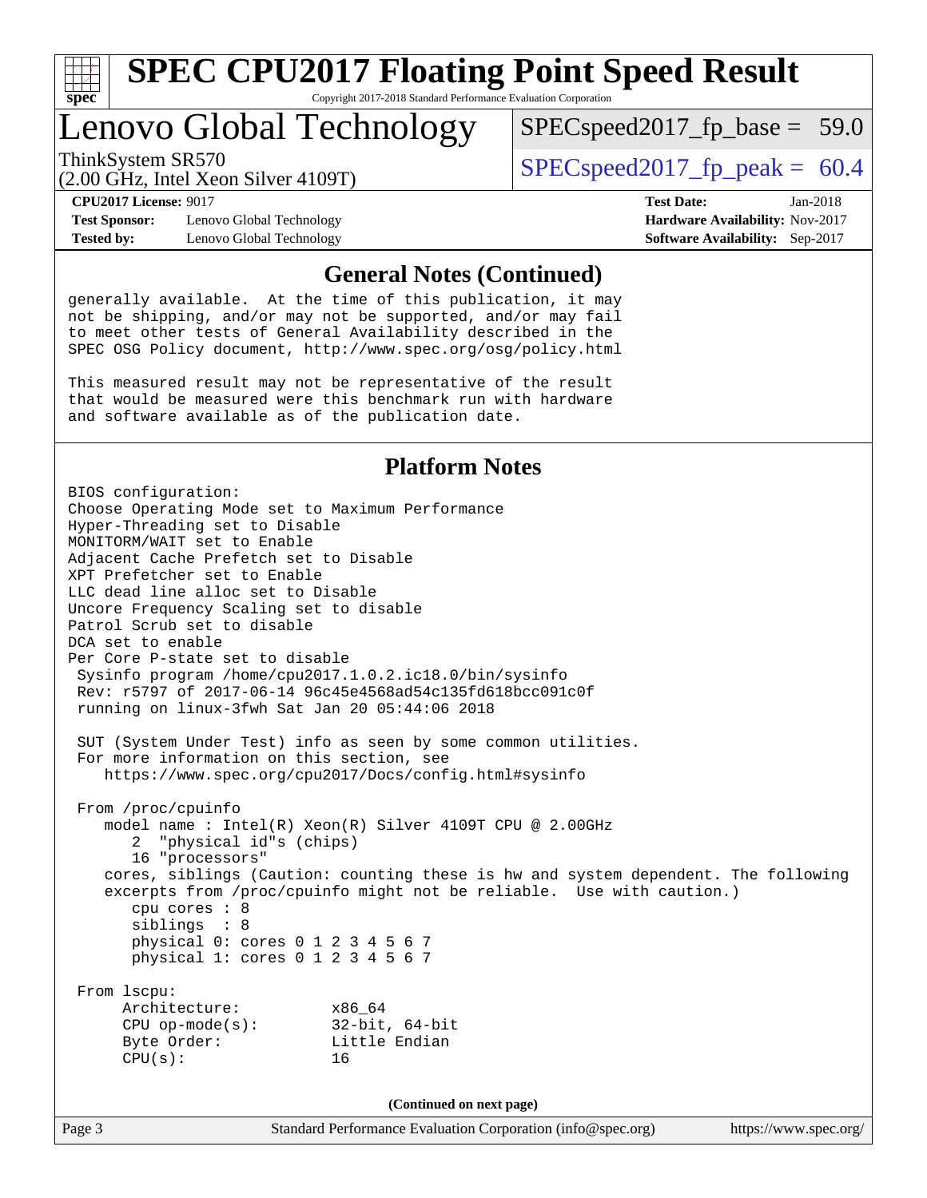## General Notes (Continued)

```
generally available.  At the time of this publication, it may
not be shipping, and/or may not be supported, and/or may fail
to meet other tests of General Availability described in the
SPEC OSG Policy document, http://www.spec.org/osg/policy.html

This measured result may not be representative of the result
that would be measured were this benchmark run with hardware
and software available as of the publication date.
```

## Platform Notes

```
BIOS configuration:
Choose Operating Mode set to Maximum Performance
Hyper-Threading set to Disable
MONITORM/WAIT set to Enable
Adjacent Cache Prefetch set to Disable
XPT Prefetcher set to Enable
LLC dead line alloc set to Disable
Uncore Frequency Scaling set to disable
Patrol Scrub set to disable
DCA set to enable
Per Core P-state set to disable
 Sysinfo program /home/cpu2017.1.0.2.ic18.0/bin/sysinfo
 Rev: r5797 of 2017-06-14 96c45e4568ad54c135fd618bcc091c0f
 running on linux-3fwh Sat Jan 20 05:44:06 2018

 SUT (System Under Test) info as seen by some common utilities.
 For more information on this section, see
    https://www.spec.org/cpu2017/Docs/config.html#sysinfo

 From /proc/cpuinfo
    model name : Intel(R) Xeon(R) Silver 4109T CPU @ 2.00GHz
       2  "physical id"s (chips)
       16 "processors"
    cores, siblings (Caution: counting these is hw and system dependent. The following
    excerpts from /proc/cpuinfo might not be reliable.  Use with caution.)
       cpu cores : 8
       siblings  : 8
       physical 0: cores 0 1 2 3 4 5 6 7
       physical 1: cores 0 1 2 3 4 5 6 7

 From lscpu:
      Architecture:          x86_64
      CPU op-mode(s):        32-bit, 64-bit
      Byte Order:            Little Endian
      CPU(s):                16
```

(Continued on next page)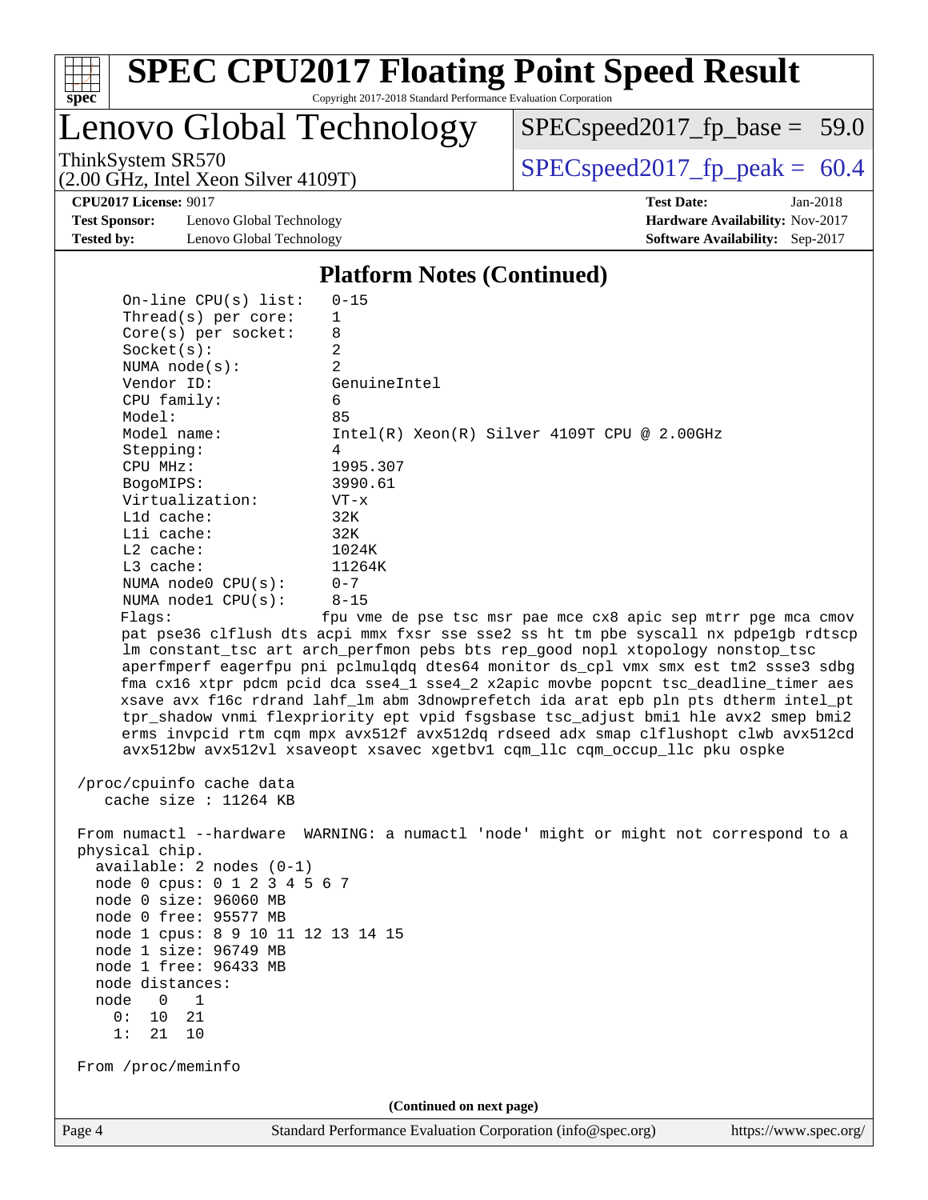## Platform Notes (Continued)

```
On-line CPU(s) list:   0-15
Thread(s) per core:    1
Core(s) per socket:    8
Socket(s):             2
NUMA node(s):          2
Vendor ID:             GenuineIntel
CPU family:            6
Model:                 85
Model name:            Intel(R) Xeon(R) Silver 4109T CPU @ 2.00GHz
Stepping:              4
CPU MHz:               1995.307
BogoMIPS:              3990.61
Virtualization:        VT-x
L1d cache:             32K
L1i cache:             32K
L2 cache:              1024K
L3 cache:              11264K
NUMA node0 CPU(s):     0-7
NUMA node1 CPU(s):     8-15
Flags:                 fpu vme de pse tsc msr pae mce cx8 apic sep mtrr pge mca cmov
pat pse36 clflush dts acpi mmx fxsr sse sse2 ss ht tm pbe syscall nx pdpe1gb rdtscp
lm constant_tsc art arch_perfmon pebs bts rep_good nopl xtopology nonstop_tsc
aperfmperf eagerfpu pni pclmulqdq dtes64 monitor ds_cpl vmx smx est tm2 ssse3 sdbg
fma cx16 xtpr pdcm pcid dca sse4_1 sse4_2 x2apic movbe popcnt tsc_deadline_timer aes
xsave avx f16c rdrand lahf_lm abm 3dnowprefetch ida arat epb pln pts dtherm intel_pt
tpr_shadow vnmi flexpriority ept vpid fsgsbase tsc_adjust bmi1 hle avx2 smep bmi2
erms invpcid rtm cqm mpx avx512f avx512dq rdseed adx smap clflushopt clwb avx512cd
avx512bw avx512vl xsaveopt xsavec xgetbv1 cqm_llc cqm_occup_llc pku ospke

/proc/cpuinfo cache data
   cache size : 11264 KB

From numactl --hardware  WARNING: a numactl 'node' might or might not correspond to a
physical chip.
  available: 2 nodes (0-1)
  node 0 cpus: 0 1 2 3 4 5 6 7
  node 0 size: 96060 MB
  node 0 free: 95577 MB
  node 1 cpus: 8 9 10 11 12 13 14 15
  node 1 size: 96749 MB
  node 1 free: 96433 MB
  node distances:
  node   0   1
    0:  10  21
    1:  21  10

From /proc/meminfo
```

(Continued on next page)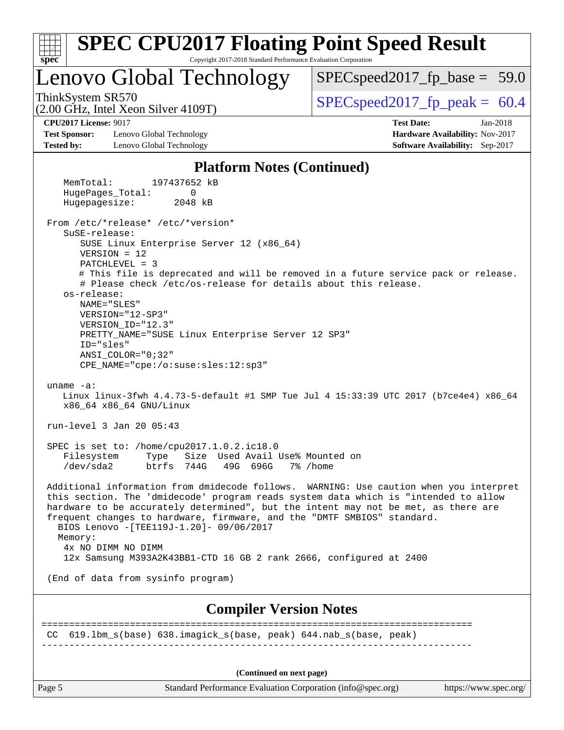## Platform Notes (Continued)

```
    MemTotal:       197437652 kB
    HugePages_Total:       0
    Hugepagesize:       2048 kB

 From /etc/*release* /etc/*version*
    SuSE-release:
       SUSE Linux Enterprise Server 12 (x86_64)
       VERSION = 12
       PATCHLEVEL = 3
       # This file is deprecated and will be removed in a future service pack or release.
       # Please check /etc/os-release for details about this release.
    os-release:
       NAME="SLES"
       VERSION="12-SP3"
       VERSION_ID="12.3"
       PRETTY_NAME="SUSE Linux Enterprise Server 12 SP3"
       ID="sles"
       ANSI_COLOR="0;32"
       CPE_NAME="cpe:/o:suse:sles:12:sp3"

 uname -a:
    Linux linux-3fwh 4.4.73-5-default #1 SMP Tue Jul 4 15:33:39 UTC 2017 (b7ce4e4) x86_64
    x86_64 x86_64 GNU/Linux

 run-level 3 Jan 20 05:43

 SPEC is set to: /home/cpu2017.1.0.2.ic18.0
    Filesystem     Type   Size  Used Avail Use% Mounted on
    /dev/sda2      btrfs  744G   49G  696G   7% /home

 Additional information from dmidecode follows.  WARNING: Use caution when you interpret
 this section. The 'dmidecode' program reads system data which is "intended to allow
 hardware to be accurately determined", but the intent may not be met, as there are
 frequent changes to hardware, firmware, and the "DMTF SMBIOS" standard.
   BIOS Lenovo -[TEE119J-1.20]- 09/06/2017
   Memory:
    4x NO DIMM NO DIMM
    12x Samsung M393A2K43BB1-CTD 16 GB 2 rank 2666, configured at 2400

 (End of data from sysinfo program)
```

## Compiler Version Notes

```
==============================================================================
 CC  619.lbm_s(base) 638.imagick_s(base, peak) 644.nab_s(base, peak)
------------------------------------------------------------------------------
```

(Continued on next page)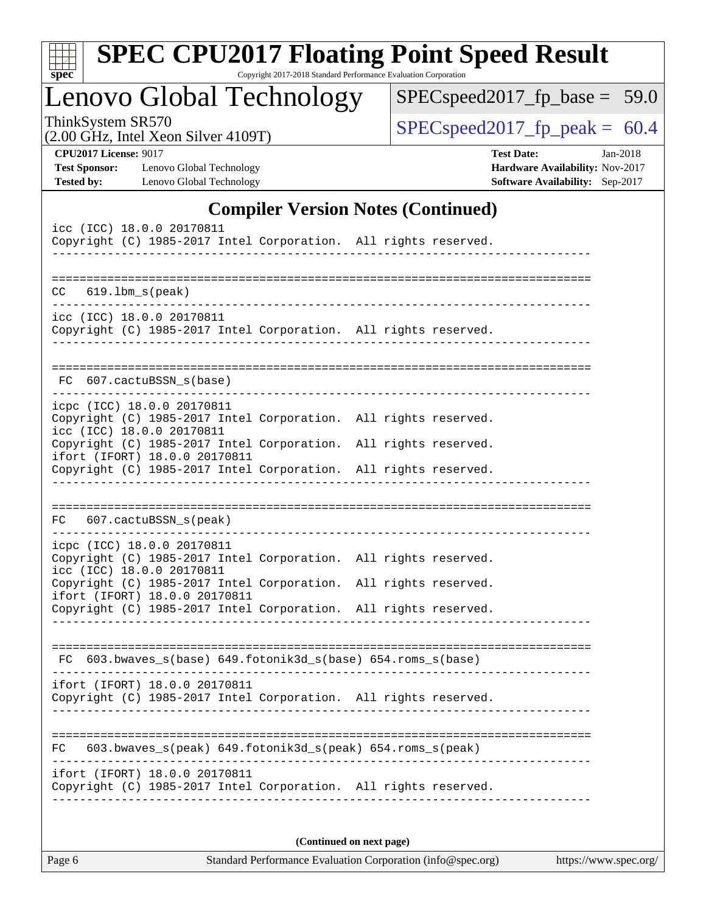## Compiler Version Notes (Continued)

```
icc (ICC) 18.0.0 20170811
Copyright (C) 1985-2017 Intel Corporation.  All rights reserved.
------------------------------------------------------------------------------

==============================================================================
CC   619.lbm_s(peak)
------------------------------------------------------------------------------
icc (ICC) 18.0.0 20170811
Copyright (C) 1985-2017 Intel Corporation.  All rights reserved.
------------------------------------------------------------------------------

==============================================================================
 FC  607.cactuBSSN_s(base)
------------------------------------------------------------------------------
icpc (ICC) 18.0.0 20170811
Copyright (C) 1985-2017 Intel Corporation.  All rights reserved.
icc (ICC) 18.0.0 20170811
Copyright (C) 1985-2017 Intel Corporation.  All rights reserved.
ifort (IFORT) 18.0.0 20170811
Copyright (C) 1985-2017 Intel Corporation.  All rights reserved.
------------------------------------------------------------------------------

==============================================================================
FC   607.cactuBSSN_s(peak)
------------------------------------------------------------------------------
icpc (ICC) 18.0.0 20170811
Copyright (C) 1985-2017 Intel Corporation.  All rights reserved.
icc (ICC) 18.0.0 20170811
Copyright (C) 1985-2017 Intel Corporation.  All rights reserved.
ifort (IFORT) 18.0.0 20170811
Copyright (C) 1985-2017 Intel Corporation.  All rights reserved.
------------------------------------------------------------------------------

==============================================================================
 FC  603.bwaves_s(base) 649.fotonik3d_s(base) 654.roms_s(base)
------------------------------------------------------------------------------
ifort (IFORT) 18.0.0 20170811
Copyright (C) 1985-2017 Intel Corporation.  All rights reserved.
------------------------------------------------------------------------------

==============================================================================
FC   603.bwaves_s(peak) 649.fotonik3d_s(peak) 654.roms_s(peak)
------------------------------------------------------------------------------
ifort (IFORT) 18.0.0 20170811
Copyright (C) 1985-2017 Intel Corporation.  All rights reserved.
------------------------------------------------------------------------------
```

**(Continued on next page)**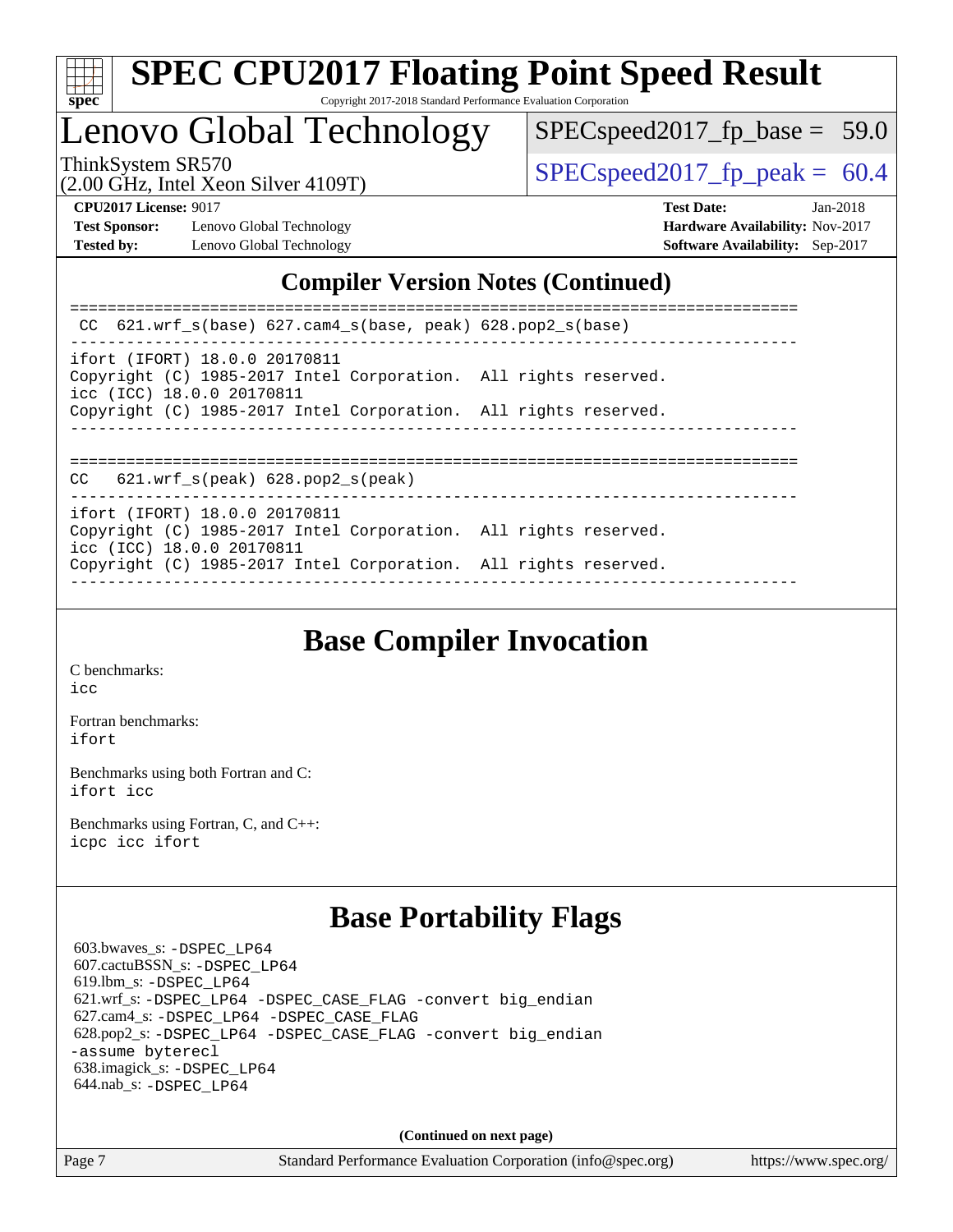## Compiler Version Notes (Continued)

```
==============================================================================
 CC  621.wrf_s(base) 627.cam4_s(base, peak) 628.pop2_s(base)
------------------------------------------------------------------------------
ifort (IFORT) 18.0.0 20170811
Copyright (C) 1985-2017 Intel Corporation.  All rights reserved.
icc (ICC) 18.0.0 20170811
Copyright (C) 1985-2017 Intel Corporation.  All rights reserved.
------------------------------------------------------------------------------

==============================================================================
CC   621.wrf_s(peak) 628.pop2_s(peak)
------------------------------------------------------------------------------
ifort (IFORT) 18.0.0 20170811
Copyright (C) 1985-2017 Intel Corporation.  All rights reserved.
icc (ICC) 18.0.0 20170811
Copyright (C) 1985-2017 Intel Corporation.  All rights reserved.
------------------------------------------------------------------------------
```

## Base Compiler Invocation

C benchmarks:
icc

Fortran benchmarks:
ifort

Benchmarks using both Fortran and C:
ifort icc

Benchmarks using Fortran, C, and C++:
icpc icc ifort

## Base Portability Flags

603.bwaves_s: -DSPEC_LP64
607.cactuBSSN_s: -DSPEC_LP64
619.lbm_s: -DSPEC_LP64
621.wrf_s: -DSPEC_LP64 -DSPEC_CASE_FLAG -convert big_endian
627.cam4_s: -DSPEC_LP64 -DSPEC_CASE_FLAG
628.pop2_s: -DSPEC_LP64 -DSPEC_CASE_FLAG -convert big_endian -assume byterecl
638.imagick_s: -DSPEC_LP64
644.nab_s: -DSPEC_LP64

**(Continued on next page)**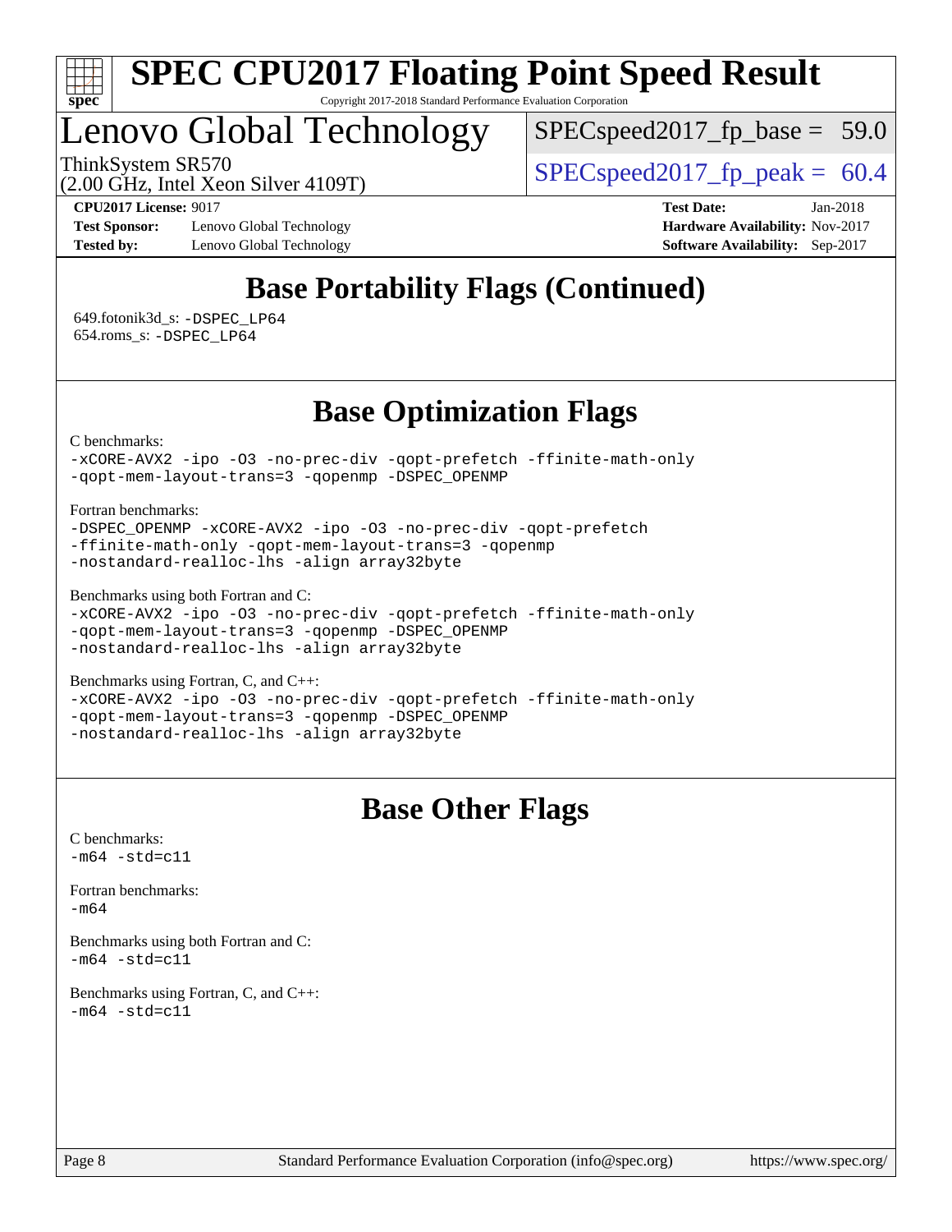## Base Portability Flags (Continued)

649.fotonik3d_s: -DSPEC_LP64
654.roms_s: -DSPEC_LP64

## Base Optimization Flags

C benchmarks:
-xCORE-AVX2 -ipo -O3 -no-prec-div -qopt-prefetch -ffinite-math-only
-qopt-mem-layout-trans=3 -qopenmp -DSPEC_OPENMP

Fortran benchmarks:
-DSPEC_OPENMP -xCORE-AVX2 -ipo -O3 -no-prec-div -qopt-prefetch
-ffinite-math-only -qopt-mem-layout-trans=3 -qopenmp
-nostandard-realloc-lhs -align array32byte

Benchmarks using both Fortran and C:
-xCORE-AVX2 -ipo -O3 -no-prec-div -qopt-prefetch -ffinite-math-only
-qopt-mem-layout-trans=3 -qopenmp -DSPEC_OPENMP
-nostandard-realloc-lhs -align array32byte

Benchmarks using Fortran, C, and C++:
-xCORE-AVX2 -ipo -O3 -no-prec-div -qopt-prefetch -ffinite-math-only
-qopt-mem-layout-trans=3 -qopenmp -DSPEC_OPENMP
-nostandard-realloc-lhs -align array32byte

## Base Other Flags

C benchmarks:
-m64 -std=c11

Fortran benchmarks:
-m64

Benchmarks using both Fortran and C:
-m64 -std=c11

Benchmarks using Fortran, C, and C++:
-m64 -std=c11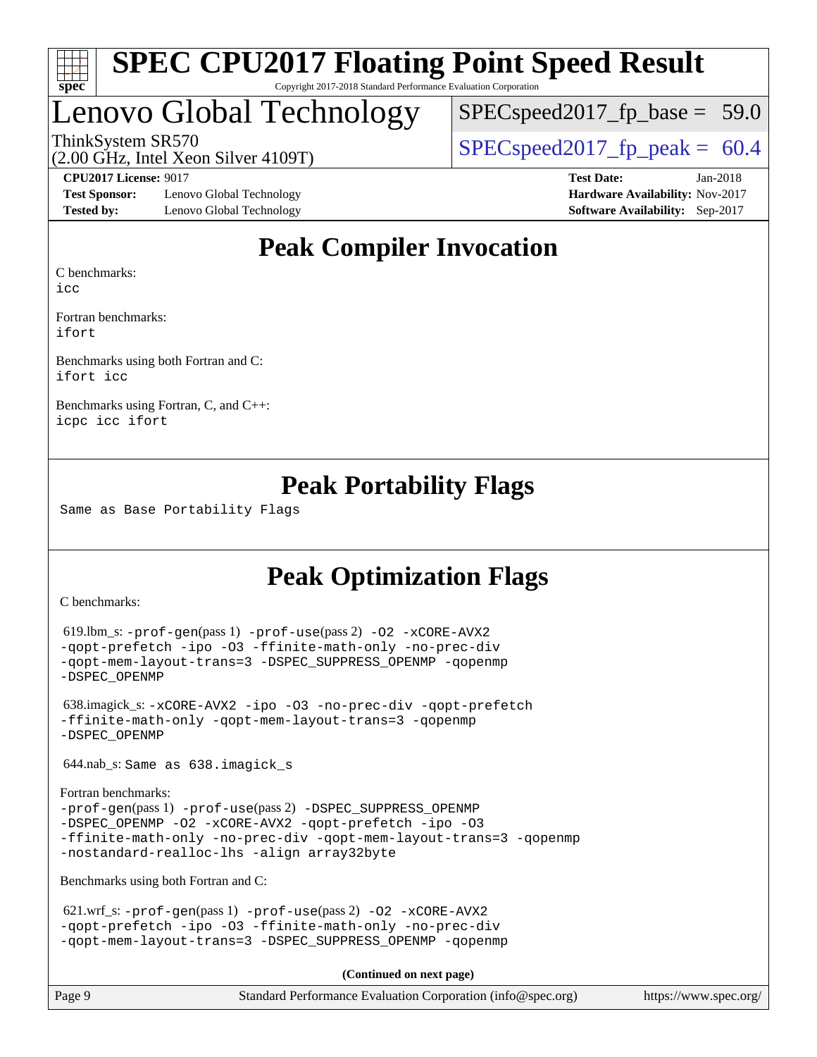# SPEC CPU2017 Floating Point Speed Result

Copyright 2017-2018 Standard Performance Evaluation Corporation

## Lenovo Global Technology

ThinkSystem SR570
(2.00 GHz, Intel Xeon Silver 4109T)

SPECspeed2017_fp_base = 59.0

SPECspeed2017_fp_peak = 60.4

**CPU2017 License:** 9017
**Test Sponsor:** Lenovo Global Technology
**Tested by:** Lenovo Global Technology

**Test Date:** Jan-2018
**Hardware Availability:** Nov-2017
**Software Availability:** Sep-2017

## Peak Compiler Invocation

C benchmarks:
icc

Fortran benchmarks:
ifort

Benchmarks using both Fortran and C:
ifort icc

Benchmarks using Fortran, C, and C++:
icpc icc ifort

## Peak Portability Flags

Same as Base Portability Flags

## Peak Optimization Flags

C benchmarks:

619.lbm_s: -prof-gen(pass 1) -prof-use(pass 2) -O2 -xCORE-AVX2 -qopt-prefetch -ipo -O3 -ffinite-math-only -no-prec-div -qopt-mem-layout-trans=3 -DSPEC_SUPPRESS_OPENMP -qopenmp -DSPEC_OPENMP

638.imagick_s: -xCORE-AVX2 -ipo -O3 -no-prec-div -qopt-prefetch -ffinite-math-only -qopt-mem-layout-trans=3 -qopenmp -DSPEC_OPENMP

644.nab_s: Same as 638.imagick_s

Fortran benchmarks:
-prof-gen(pass 1) -prof-use(pass 2) -DSPEC_SUPPRESS_OPENMP -DSPEC_OPENMP -O2 -xCORE-AVX2 -qopt-prefetch -ipo -O3 -ffinite-math-only -no-prec-div -qopt-mem-layout-trans=3 -qopenmp -nostandard-realloc-lhs -align array32byte

Benchmarks using both Fortran and C:

621.wrf_s: -prof-gen(pass 1) -prof-use(pass 2) -O2 -xCORE-AVX2 -qopt-prefetch -ipo -O3 -ffinite-math-only -no-prec-div -qopt-mem-layout-trans=3 -DSPEC_SUPPRESS_OPENMP -qopenmp

**(Continued on next page)**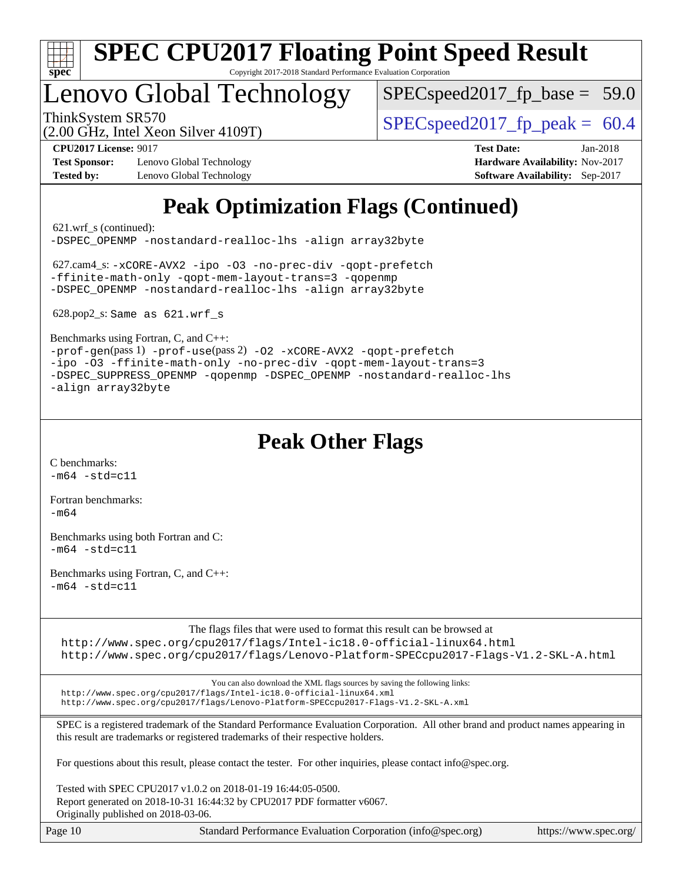# SPEC CPU2017 Floating Point Speed Result

Copyright 2017-2018 Standard Performance Evaluation Corporation

## Lenovo Global Technology

ThinkSystem SR570
(2.00 GHz, Intel Xeon Silver 4109T)

SPECspeed2017_fp_base = 59.0

SPECspeed2017_fp_peak = 60.4

**CPU2017 License:** 9017
**Test Sponsor:** Lenovo Global Technology
**Tested by:** Lenovo Global Technology

**Test Date:** Jan-2018
**Hardware Availability:** Nov-2017
**Software Availability:** Sep-2017

## Peak Optimization Flags (Continued)

621.wrf_s (continued):
-DSPEC_OPENMP -nostandard-realloc-lhs -align array32byte

627.cam4_s: -xCORE-AVX2 -ipo -O3 -no-prec-div -qopt-prefetch -ffinite-math-only -qopt-mem-layout-trans=3 -qopenmp -DSPEC_OPENMP -nostandard-realloc-lhs -align array32byte

628.pop2_s: Same as 621.wrf_s

Benchmarks using Fortran, C, and C++:
-prof-gen(pass 1) -prof-use(pass 2) -O2 -xCORE-AVX2 -qopt-prefetch -ipo -O3 -ffinite-math-only -no-prec-div -qopt-mem-layout-trans=3 -DSPEC_SUPPRESS_OPENMP -qopenmp -DSPEC_OPENMP -nostandard-realloc-lhs -align array32byte

## Peak Other Flags

C benchmarks:
-m64 -std=c11

Fortran benchmarks:
-m64

Benchmarks using both Fortran and C:
-m64 -std=c11

Benchmarks using Fortran, C, and C++:
-m64 -std=c11

The flags files that were used to format this result can be browsed at
http://www.spec.org/cpu2017/flags/Intel-ic18.0-official-linux64.html
http://www.spec.org/cpu2017/flags/Lenovo-Platform-SPECcpu2017-Flags-V1.2-SKL-A.html

You can also download the XML flags sources by saving the following links:
http://www.spec.org/cpu2017/flags/Intel-ic18.0-official-linux64.xml
http://www.spec.org/cpu2017/flags/Lenovo-Platform-SPECcpu2017-Flags-V1.2-SKL-A.xml

SPEC is a registered trademark of the Standard Performance Evaluation Corporation. All other brand and product names appearing in this result are trademarks or registered trademarks of their respective holders.

For questions about this result, please contact the tester. For other inquiries, please contact info@spec.org.

Tested with SPEC CPU2017 v1.0.2 on 2018-01-19 16:44:05-0500.
Report generated on 2018-10-31 16:44:32 by CPU2017 PDF formatter v6067.
Originally published on 2018-03-06.